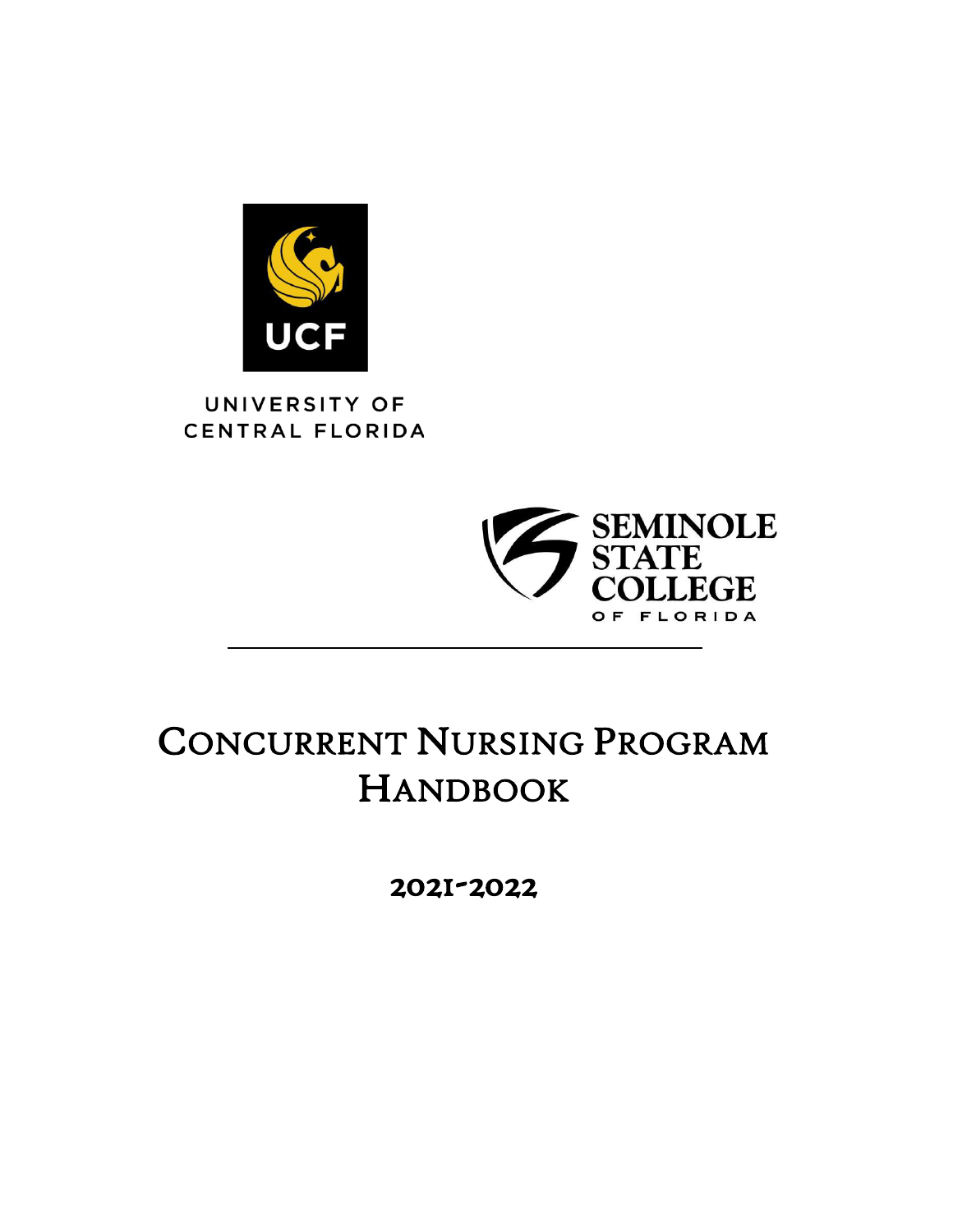UCF

UNIVERSITY OF CENTRAL FLORIDA

SEMINOLE STATE COLLEGE OF FLORIDA

# Concurrent Nursing Program Handbook

## 2021-2022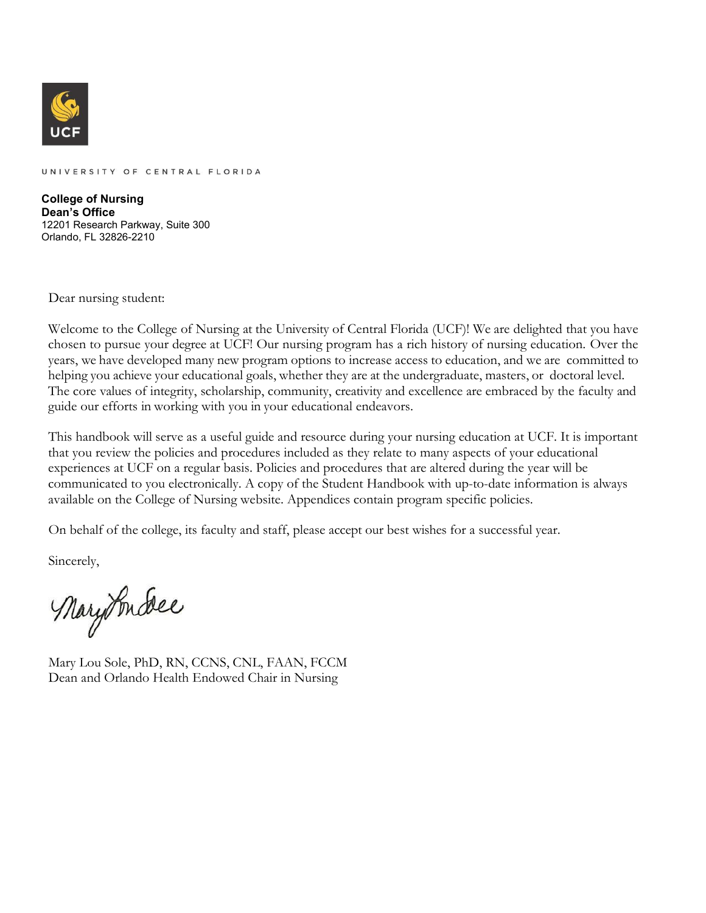UNIVERSITY OF CENTRAL FLORIDA

**College of Nursing**
**Dean's Office**
12201 Research Parkway, Suite 300
Orlando, FL 32826-2210

Dear nursing student:

Welcome to the College of Nursing at the University of Central Florida (UCF)! We are delighted that you have chosen to pursue your degree at UCF! Our nursing program has a rich history of nursing education. Over the years, we have developed many new program options to increase access to education, and we are committed to helping you achieve your educational goals, whether they are at the undergraduate, masters, or doctoral level. The core values of integrity, scholarship, community, creativity and excellence are embraced by the faculty and guide our efforts in working with you in your educational endeavors.

This handbook will serve as a useful guide and resource during your nursing education at UCF. It is important that you review the policies and procedures included as they relate to many aspects of your educational experiences at UCF on a regular basis. Policies and procedures that are altered during the year will be communicated to you electronically. A copy of the Student Handbook with up-to-date information is always available on the College of Nursing website. Appendices contain program specific policies.

On behalf of the college, its faculty and staff, please accept our best wishes for a successful year.

Sincerely,

Mary Lou Sole, PhD, RN, CCNS, CNL, FAAN, FCCM
Dean and Orlando Health Endowed Chair in Nursing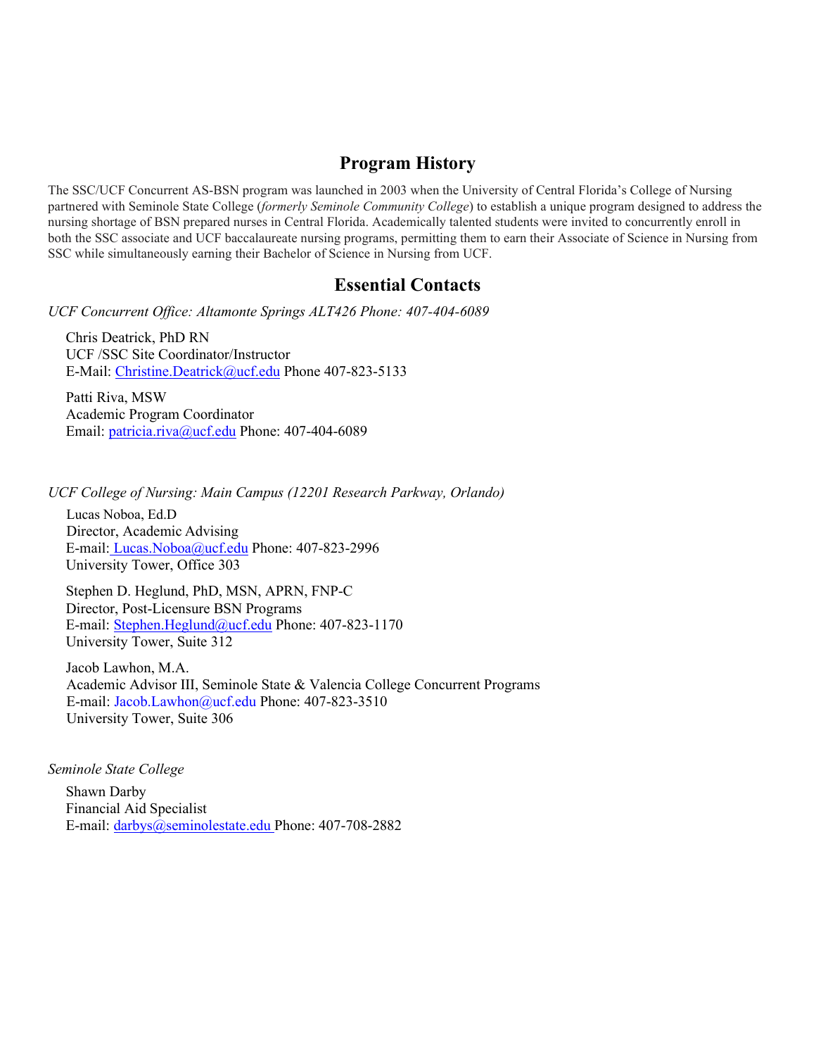## Program History

The SSC/UCF Concurrent AS-BSN program was launched in 2003 when the University of Central Florida's College of Nursing partnered with Seminole State College (*formerly Seminole Community College*) to establish a unique program designed to address the nursing shortage of BSN prepared nurses in Central Florida. Academically talented students were invited to concurrently enroll in both the SSC associate and UCF baccalaureate nursing programs, permitting them to earn their Associate of Science in Nursing from SSC while simultaneously earning their Bachelor of Science in Nursing from UCF.

## Essential Contacts

*UCF Concurrent Office: Altamonte Springs ALT426 Phone: 407-404-6089*

Chris Deatrick, PhD RN
UCF /SSC Site Coordinator/Instructor
E-Mail: Christine.Deatrick@ucf.edu Phone 407-823-5133

Patti Riva, MSW
Academic Program Coordinator
Email: patricia.riva@ucf.edu Phone: 407-404-6089

*UCF College of Nursing: Main Campus (12201 Research Parkway, Orlando)*

Lucas Noboa, Ed.D
Director, Academic Advising
E-mail: Lucas.Noboa@ucf.edu Phone: 407-823-2996
University Tower, Office 303

Stephen D. Heglund, PhD, MSN, APRN, FNP-C
Director, Post-Licensure BSN Programs
E-mail: Stephen.Heglund@ucf.edu Phone: 407-823-1170
University Tower, Suite 312

Jacob Lawhon, M.A.
Academic Advisor III, Seminole State & Valencia College Concurrent Programs
E-mail: Jacob.Lawhon@ucf.edu Phone: 407-823-3510
University Tower, Suite 306

*Seminole State College*

Shawn Darby
Financial Aid Specialist
E-mail: darbys@seminolestate.edu Phone: 407-708-2882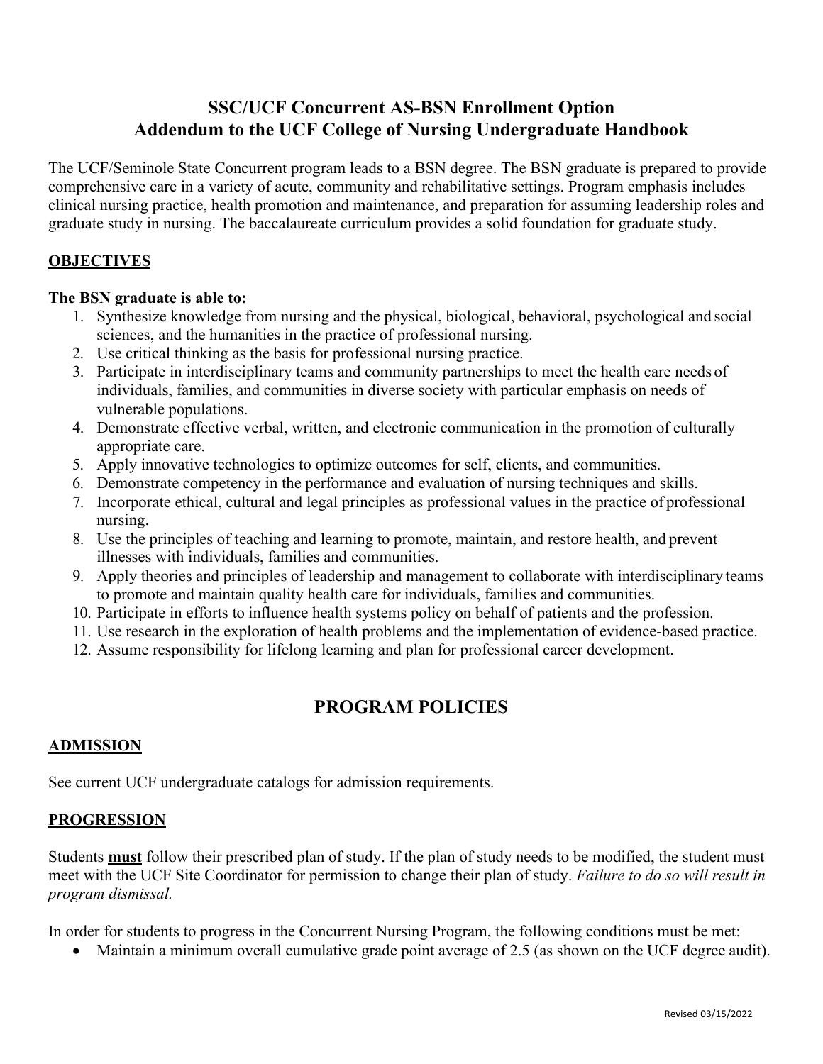# SSC/UCF Concurrent AS-BSN Enrollment Option
# Addendum to the UCF College of Nursing Undergraduate Handbook

The UCF/Seminole State Concurrent program leads to a BSN degree. The BSN graduate is prepared to provide comprehensive care in a variety of acute, community and rehabilitative settings. Program emphasis includes clinical nursing practice, health promotion and maintenance, and preparation for assuming leadership roles and graduate study in nursing. The baccalaureate curriculum provides a solid foundation for graduate study.

## OBJECTIVES

**The BSN graduate is able to:**

1. Synthesize knowledge from nursing and the physical, biological, behavioral, psychological and social sciences, and the humanities in the practice of professional nursing.
2. Use critical thinking as the basis for professional nursing practice.
3. Participate in interdisciplinary teams and community partnerships to meet the health care needs of individuals, families, and communities in diverse society with particular emphasis on needs of vulnerable populations.
4. Demonstrate effective verbal, written, and electronic communication in the promotion of culturally appropriate care.
5. Apply innovative technologies to optimize outcomes for self, clients, and communities.
6. Demonstrate competency in the performance and evaluation of nursing techniques and skills.
7. Incorporate ethical, cultural and legal principles as professional values in the practice of professional nursing.
8. Use the principles of teaching and learning to promote, maintain, and restore health, and prevent illnesses with individuals, families and communities.
9. Apply theories and principles of leadership and management to collaborate with interdisciplinary teams to promote and maintain quality health care for individuals, families and communities.
10. Participate in efforts to influence health systems policy on behalf of patients and the profession.
11. Use research in the exploration of health problems and the implementation of evidence-based practice.
12. Assume responsibility for lifelong learning and plan for professional career development.

# PROGRAM POLICIES

## ADMISSION

See current UCF undergraduate catalogs for admission requirements.

## PROGRESSION

Students **must** follow their prescribed plan of study. If the plan of study needs to be modified, the student must meet with the UCF Site Coordinator for permission to change their plan of study. *Failure to do so will result in program dismissal.*

In order for students to progress in the Concurrent Nursing Program, the following conditions must be met:

- Maintain a minimum overall cumulative grade point average of 2.5 (as shown on the UCF degree audit).

Revised 03/15/2022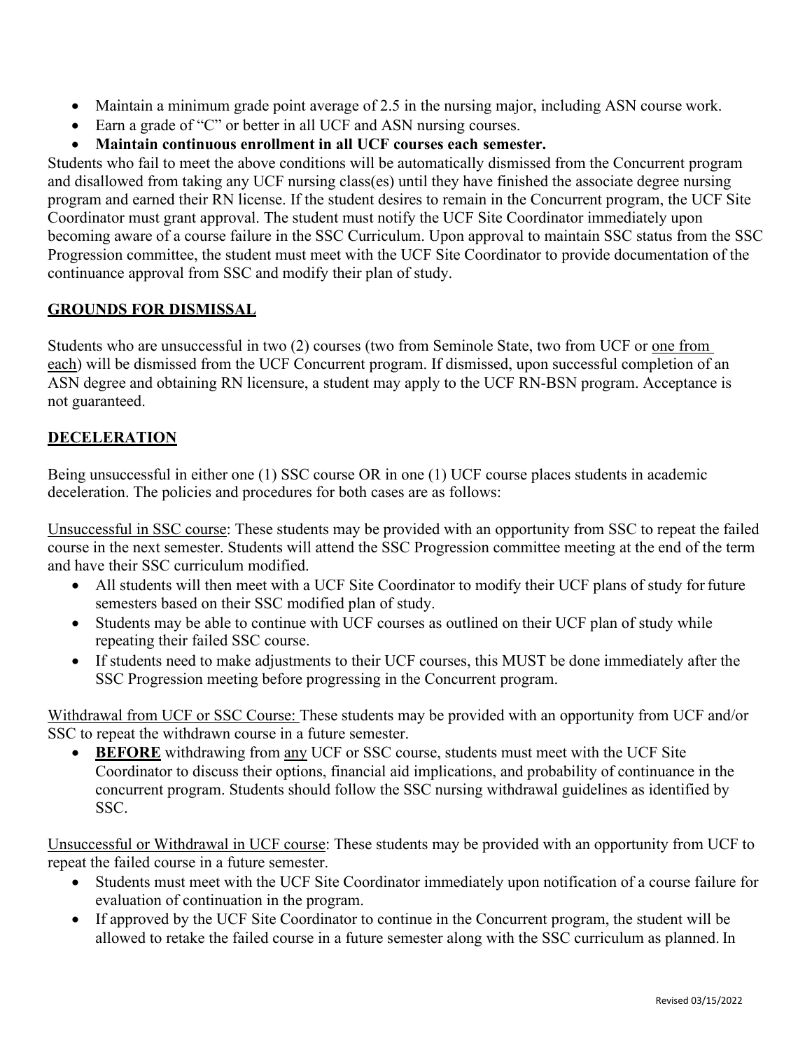- Maintain a minimum grade point average of 2.5 in the nursing major, including ASN course work.
- Earn a grade of "C" or better in all UCF and ASN nursing courses.
- **Maintain continuous enrollment in all UCF courses each semester.**

Students who fail to meet the above conditions will be automatically dismissed from the Concurrent program and disallowed from taking any UCF nursing class(es) until they have finished the associate degree nursing program and earned their RN license. If the student desires to remain in the Concurrent program, the UCF Site Coordinator must grant approval. The student must notify the UCF Site Coordinator immediately upon becoming aware of a course failure in the SSC Curriculum. Upon approval to maintain SSC status from the SSC Progression committee, the student must meet with the UCF Site Coordinator to provide documentation of the continuance approval from SSC and modify their plan of study.

## GROUNDS FOR DISMISSAL

Students who are unsuccessful in two (2) courses (two from Seminole State, two from UCF or <u>one from each</u>) will be dismissed from the UCF Concurrent program. If dismissed, upon successful completion of an ASN degree and obtaining RN licensure, a student may apply to the UCF RN-BSN program. Acceptance is not guaranteed.

## DECELERATION

Being unsuccessful in either one (1) SSC course OR in one (1) UCF course places students in academic deceleration. The policies and procedures for both cases are as follows:

<u>Unsuccessful in SSC course</u>: These students may be provided with an opportunity from SSC to repeat the failed course in the next semester. Students will attend the SSC Progression committee meeting at the end of the term and have their SSC curriculum modified.

- All students will then meet with a UCF Site Coordinator to modify their UCF plans of study for future semesters based on their SSC modified plan of study.
- Students may be able to continue with UCF courses as outlined on their UCF plan of study while repeating their failed SSC course.
- If students need to make adjustments to their UCF courses, this MUST be done immediately after the SSC Progression meeting before progressing in the Concurrent program.

<u>Withdrawal from UCF or SSC Course:</u> These students may be provided with an opportunity from UCF and/or SSC to repeat the withdrawn course in a future semester.

- **<u>BEFORE</u>** withdrawing from <u>any</u> UCF or SSC course, students must meet with the UCF Site Coordinator to discuss their options, financial aid implications, and probability of continuance in the concurrent program. Students should follow the SSC nursing withdrawal guidelines as identified by SSC.

<u>Unsuccessful or Withdrawal in UCF course</u>: These students may be provided with an opportunity from UCF to repeat the failed course in a future semester.

- Students must meet with the UCF Site Coordinator immediately upon notification of a course failure for evaluation of continuation in the program.
- If approved by the UCF Site Coordinator to continue in the Concurrent program, the student will be allowed to retake the failed course in a future semester along with the SSC curriculum as planned. In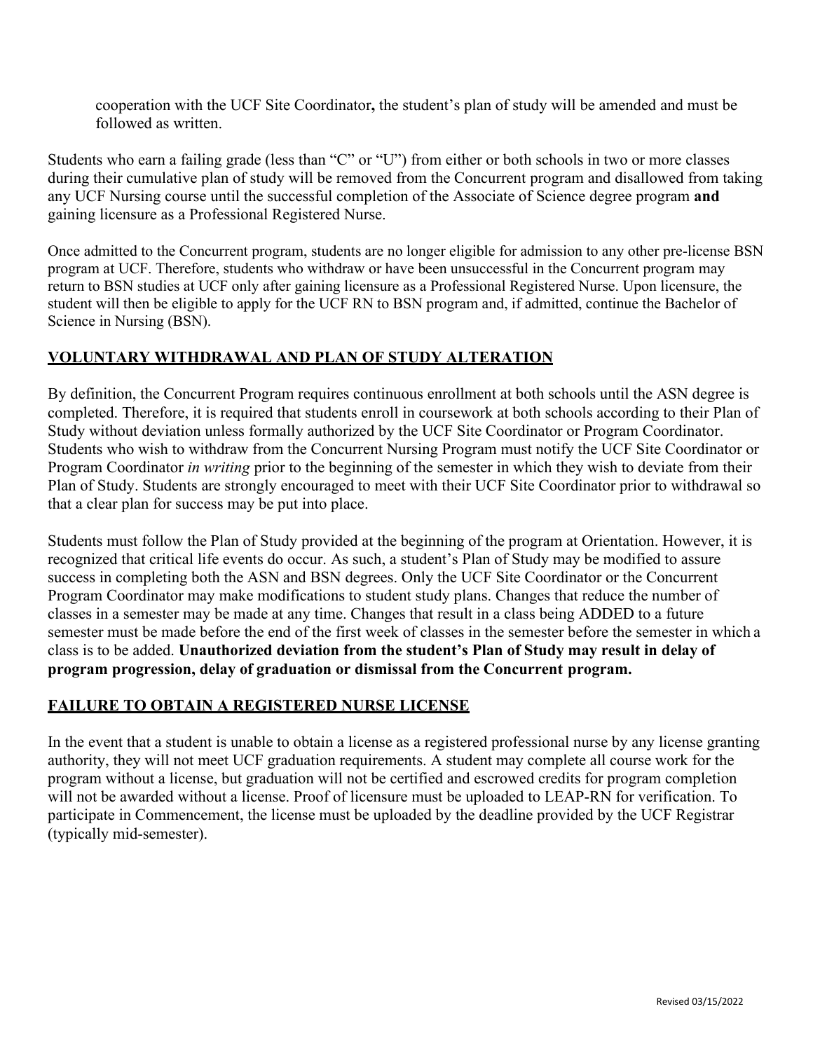cooperation with the UCF Site Coordinator**,** the student's plan of study will be amended and must be followed as written.

Students who earn a failing grade (less than "C" or "U") from either or both schools in two or more classes during their cumulative plan of study will be removed from the Concurrent program and disallowed from taking any UCF Nursing course until the successful completion of the Associate of Science degree program **and** gaining licensure as a Professional Registered Nurse.

Once admitted to the Concurrent program, students are no longer eligible for admission to any other pre-license BSN program at UCF. Therefore, students who withdraw or have been unsuccessful in the Concurrent program may return to BSN studies at UCF only after gaining licensure as a Professional Registered Nurse. Upon licensure, the student will then be eligible to apply for the UCF RN to BSN program and, if admitted, continue the Bachelor of Science in Nursing (BSN).

## VOLUNTARY WITHDRAWAL AND PLAN OF STUDY ALTERATION

By definition, the Concurrent Program requires continuous enrollment at both schools until the ASN degree is completed. Therefore, it is required that students enroll in coursework at both schools according to their Plan of Study without deviation unless formally authorized by the UCF Site Coordinator or Program Coordinator. Students who wish to withdraw from the Concurrent Nursing Program must notify the UCF Site Coordinator or Program Coordinator *in writing* prior to the beginning of the semester in which they wish to deviate from their Plan of Study. Students are strongly encouraged to meet with their UCF Site Coordinator prior to withdrawal so that a clear plan for success may be put into place.

Students must follow the Plan of Study provided at the beginning of the program at Orientation. However, it is recognized that critical life events do occur. As such, a student's Plan of Study may be modified to assure success in completing both the ASN and BSN degrees. Only the UCF Site Coordinator or the Concurrent Program Coordinator may make modifications to student study plans. Changes that reduce the number of classes in a semester may be made at any time. Changes that result in a class being ADDED to a future semester must be made before the end of the first week of classes in the semester before the semester in which a class is to be added. **Unauthorized deviation from the student's Plan of Study may result in delay of program progression, delay of graduation or dismissal from the Concurrent program.**

## FAILURE TO OBTAIN A REGISTERED NURSE LICENSE

In the event that a student is unable to obtain a license as a registered professional nurse by any license granting authority, they will not meet UCF graduation requirements. A student may complete all course work for the program without a license, but graduation will not be certified and escrowed credits for program completion will not be awarded without a license. Proof of licensure must be uploaded to LEAP-RN for verification. To participate in Commencement, the license must be uploaded by the deadline provided by the UCF Registrar (typically mid-semester).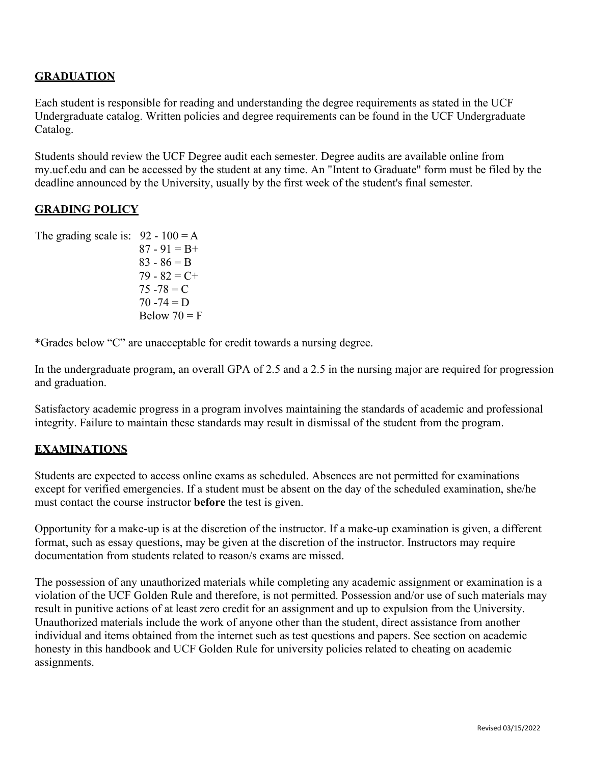## GRADUATION

Each student is responsible for reading and understanding the degree requirements as stated in the UCF Undergraduate catalog. Written policies and degree requirements can be found in the UCF Undergraduate Catalog.

Students should review the UCF Degree audit each semester. Degree audits are available online from my.ucf.edu and can be accessed by the student at any time. An "Intent to Graduate" form must be filed by the deadline announced by the University, usually by the first week of the student's final semester.

## GRADING POLICY

The grading scale is:

- 92 - 100 = A
- 87 - 91 = B+
- 83 - 86 = B
- 79 - 82 = C+
- 75 -78 = C
- 70 -74 = D
- Below 70 = F

*Grades below "C" are unacceptable for credit towards a nursing degree.

In the undergraduate program, an overall GPA of 2.5 and a 2.5 in the nursing major are required for progression and graduation.

Satisfactory academic progress in a program involves maintaining the standards of academic and professional integrity. Failure to maintain these standards may result in dismissal of the student from the program.

## EXAMINATIONS

Students are expected to access online exams as scheduled. Absences are not permitted for examinations except for verified emergencies. If a student must be absent on the day of the scheduled examination, she/he must contact the course instructor **before** the test is given.

Opportunity for a make-up is at the discretion of the instructor. If a make-up examination is given, a different format, such as essay questions, may be given at the discretion of the instructor. Instructors may require documentation from students related to reason/s exams are missed.

The possession of any unauthorized materials while completing any academic assignment or examination is a violation of the UCF Golden Rule and therefore, is not permitted. Possession and/or use of such materials may result in punitive actions of at least zero credit for an assignment and up to expulsion from the University. Unauthorized materials include the work of anyone other than the student, direct assistance from another individual and items obtained from the internet such as test questions and papers. See section on academic honesty in this handbook and UCF Golden Rule for university policies related to cheating on academic assignments.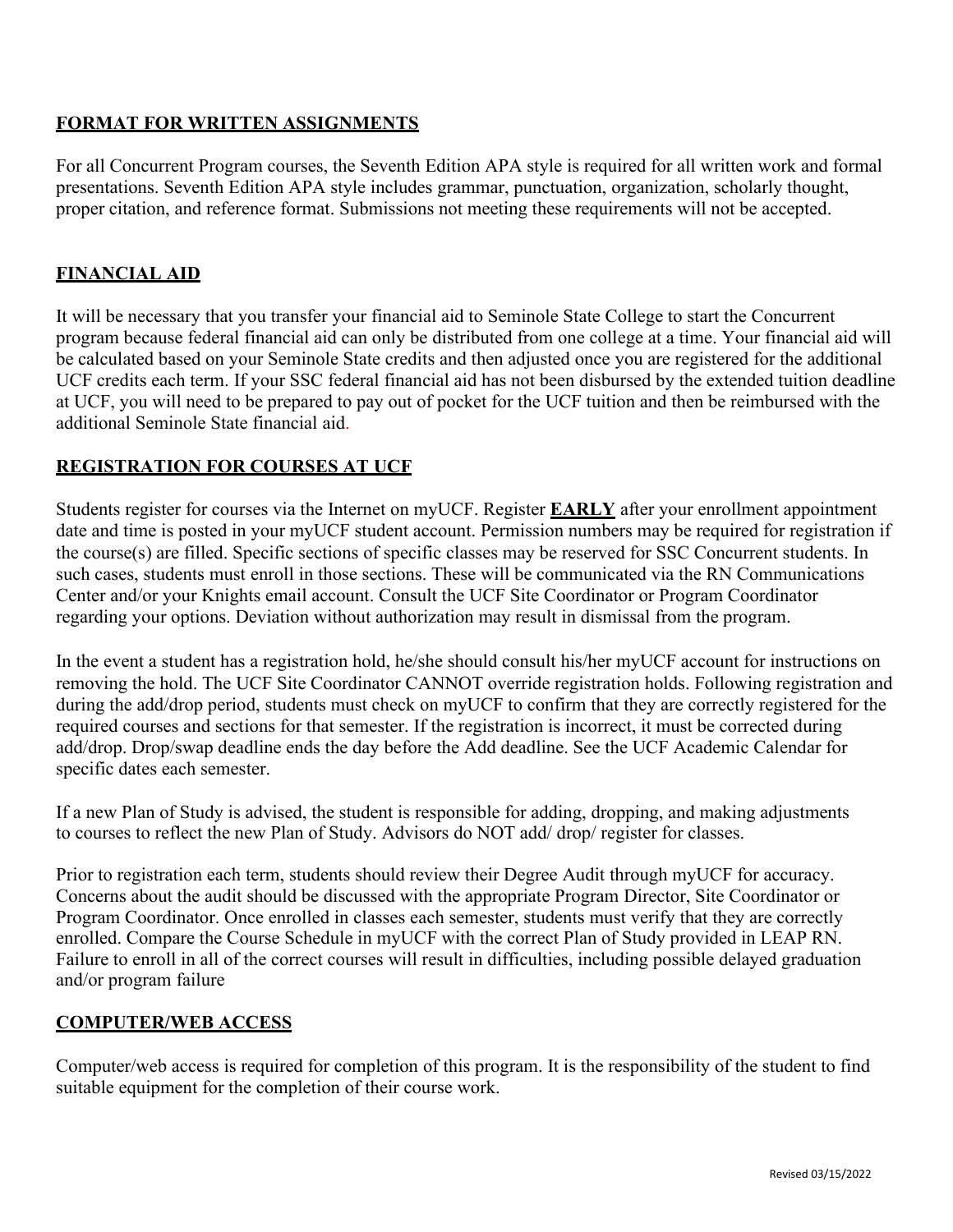## FORMAT FOR WRITTEN ASSIGNMENTS

For all Concurrent Program courses, the Seventh Edition APA style is required for all written work and formal presentations. Seventh Edition APA style includes grammar, punctuation, organization, scholarly thought, proper citation, and reference format. Submissions not meeting these requirements will not be accepted.

## FINANCIAL AID

It will be necessary that you transfer your financial aid to Seminole State College to start the Concurrent program because federal financial aid can only be distributed from one college at a time. Your financial aid will be calculated based on your Seminole State credits and then adjusted once you are registered for the additional UCF credits each term. If your SSC federal financial aid has not been disbursed by the extended tuition deadline at UCF, you will need to be prepared to pay out of pocket for the UCF tuition and then be reimbursed with the additional Seminole State financial aid.

## REGISTRATION FOR COURSES AT UCF

Students register for courses via the Internet on myUCF. Register **EARLY** after your enrollment appointment date and time is posted in your myUCF student account. Permission numbers may be required for registration if the course(s) are filled. Specific sections of specific classes may be reserved for SSC Concurrent students. In such cases, students must enroll in those sections. These will be communicated via the RN Communications Center and/or your Knights email account. Consult the UCF Site Coordinator or Program Coordinator regarding your options. Deviation without authorization may result in dismissal from the program.

In the event a student has a registration hold, he/she should consult his/her myUCF account for instructions on removing the hold. The UCF Site Coordinator CANNOT override registration holds. Following registration and during the add/drop period, students must check on myUCF to confirm that they are correctly registered for the required courses and sections for that semester. If the registration is incorrect, it must be corrected during add/drop. Drop/swap deadline ends the day before the Add deadline. See the UCF Academic Calendar for specific dates each semester.

If a new Plan of Study is advised, the student is responsible for adding, dropping, and making adjustments to courses to reflect the new Plan of Study. Advisors do NOT add/ drop/ register for classes.

Prior to registration each term, students should review their Degree Audit through myUCF for accuracy. Concerns about the audit should be discussed with the appropriate Program Director, Site Coordinator or Program Coordinator. Once enrolled in classes each semester, students must verify that they are correctly enrolled. Compare the Course Schedule in myUCF with the correct Plan of Study provided in LEAP RN. Failure to enroll in all of the correct courses will result in difficulties, including possible delayed graduation and/or program failure

## COMPUTER/WEB ACCESS

Computer/web access is required for completion of this program. It is the responsibility of the student to find suitable equipment for the completion of their course work.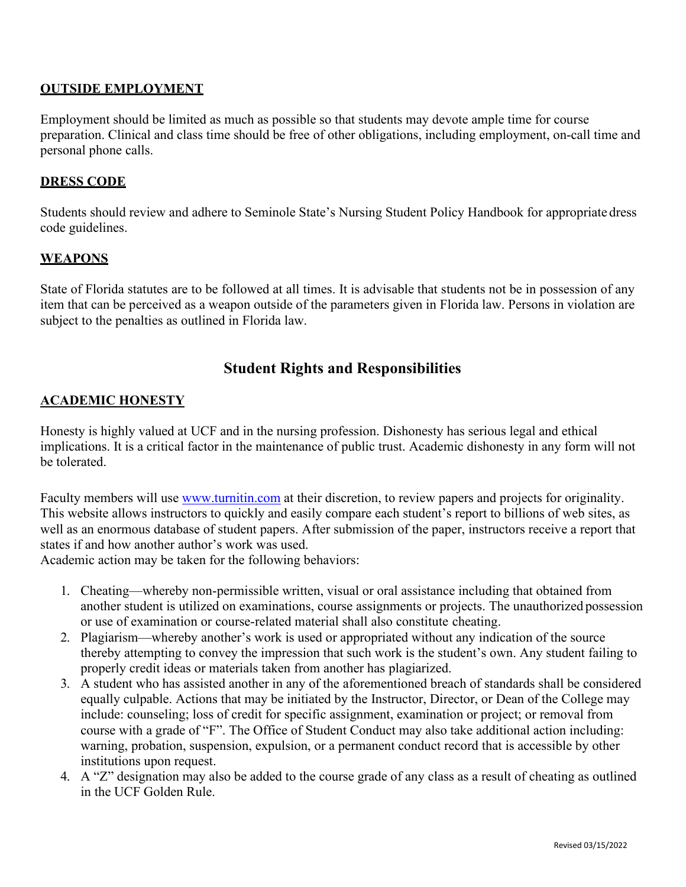**OUTSIDE EMPLOYMENT**

Employment should be limited as much as possible so that students may devote ample time for course preparation. Clinical and class time should be free of other obligations, including employment, on-call time and personal phone calls.

**DRESS CODE**

Students should review and adhere to Seminole State's Nursing Student Policy Handbook for appropriate dress code guidelines.

**WEAPONS**

State of Florida statutes are to be followed at all times. It is advisable that students not be in possession of any item that can be perceived as a weapon outside of the parameters given in Florida law. Persons in violation are subject to the penalties as outlined in Florida law.

## Student Rights and Responsibilities

**ACADEMIC HONESTY**

Honesty is highly valued at UCF and in the nursing profession. Dishonesty has serious legal and ethical implications. It is a critical factor in the maintenance of public trust. Academic dishonesty in any form will not be tolerated.

Faculty members will use [www.turnitin.com](http://www.turnitin.com) at their discretion, to review papers and projects for originality. This website allows instructors to quickly and easily compare each student's report to billions of web sites, as well as an enormous database of student papers. After submission of the paper, instructors receive a report that states if and how another author's work was used.
Academic action may be taken for the following behaviors:

1. Cheating—whereby non-permissible written, visual or oral assistance including that obtained from another student is utilized on examinations, course assignments or projects. The unauthorized possession or use of examination or course-related material shall also constitute cheating.
2. Plagiarism—whereby another's work is used or appropriated without any indication of the source thereby attempting to convey the impression that such work is the student's own. Any student failing to properly credit ideas or materials taken from another has plagiarized.
3. A student who has assisted another in any of the aforementioned breach of standards shall be considered equally culpable. Actions that may be initiated by the Instructor, Director, or Dean of the College may include: counseling; loss of credit for specific assignment, examination or project; or removal from course with a grade of "F". The Office of Student Conduct may also take additional action including: warning, probation, suspension, expulsion, or a permanent conduct record that is accessible by other institutions upon request.
4. A "Z" designation may also be added to the course grade of any class as a result of cheating as outlined in the UCF Golden Rule.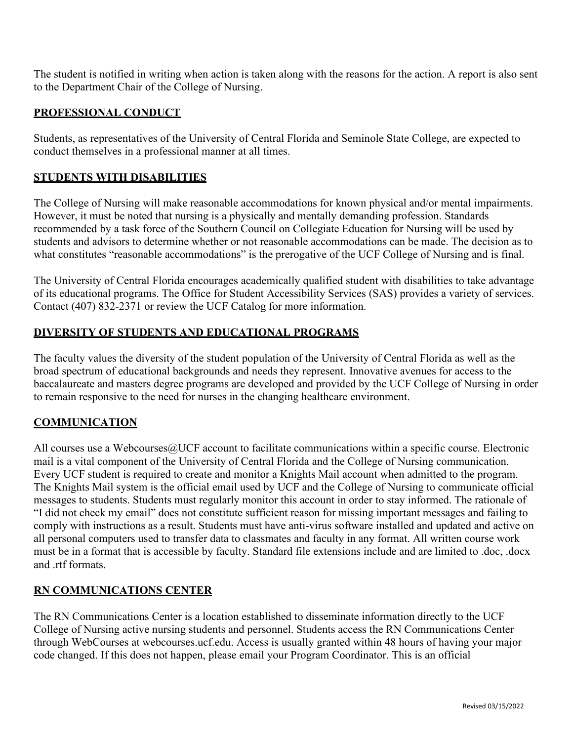The student is notified in writing when action is taken along with the reasons for the action. A report is also sent to the Department Chair of the College of Nursing.

## PROFESSIONAL CONDUCT

Students, as representatives of the University of Central Florida and Seminole State College, are expected to conduct themselves in a professional manner at all times.

## STUDENTS WITH DISABILITIES

The College of Nursing will make reasonable accommodations for known physical and/or mental impairments. However, it must be noted that nursing is a physically and mentally demanding profession. Standards recommended by a task force of the Southern Council on Collegiate Education for Nursing will be used by students and advisors to determine whether or not reasonable accommodations can be made. The decision as to what constitutes "reasonable accommodations" is the prerogative of the UCF College of Nursing and is final.

The University of Central Florida encourages academically qualified student with disabilities to take advantage of its educational programs. The Office for Student Accessibility Services (SAS) provides a variety of services. Contact (407) 832-2371 or review the UCF Catalog for more information.

## DIVERSITY OF STUDENTS AND EDUCATIONAL PROGRAMS

The faculty values the diversity of the student population of the University of Central Florida as well as the broad spectrum of educational backgrounds and needs they represent. Innovative avenues for access to the baccalaureate and masters degree programs are developed and provided by the UCF College of Nursing in order to remain responsive to the need for nurses in the changing healthcare environment.

## COMMUNICATION

All courses use a Webcourses@UCF account to facilitate communications within a specific course. Electronic mail is a vital component of the University of Central Florida and the College of Nursing communication. Every UCF student is required to create and monitor a Knights Mail account when admitted to the program. The Knights Mail system is the official email used by UCF and the College of Nursing to communicate official messages to students. Students must regularly monitor this account in order to stay informed. The rationale of "I did not check my email" does not constitute sufficient reason for missing important messages and failing to comply with instructions as a result. Students must have anti-virus software installed and updated and active on all personal computers used to transfer data to classmates and faculty in any format. All written course work must be in a format that is accessible by faculty. Standard file extensions include and are limited to .doc, .docx and .rtf formats.

## RN COMMUNICATIONS CENTER

The RN Communications Center is a location established to disseminate information directly to the UCF College of Nursing active nursing students and personnel. Students access the RN Communications Center through WebCourses at webcourses.ucf.edu. Access is usually granted within 48 hours of having your major code changed. If this does not happen, please email your Program Coordinator. This is an official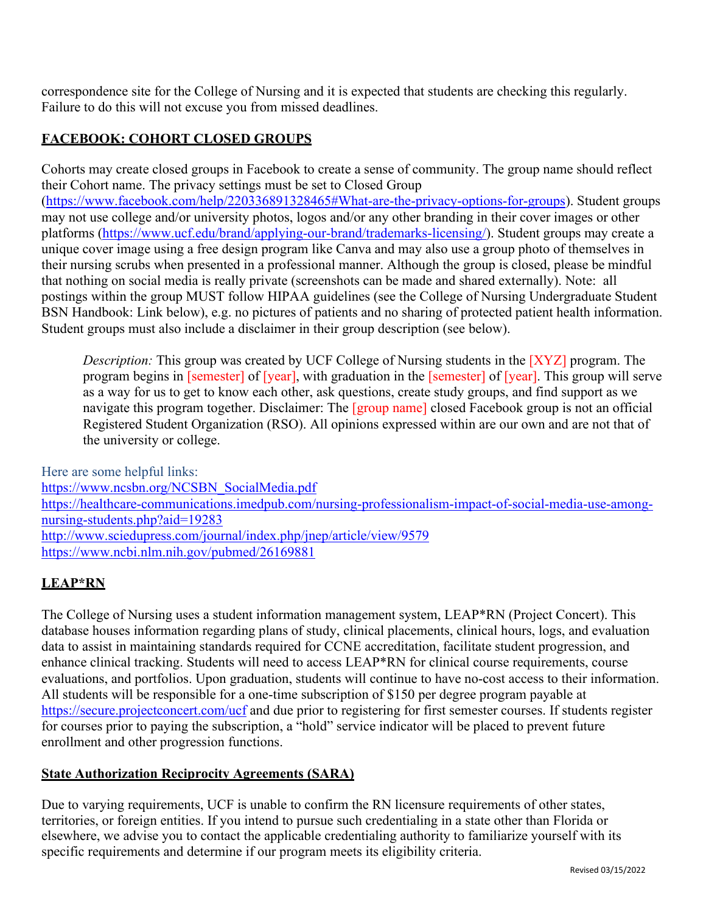correspondence site for the College of Nursing and it is expected that students are checking this regularly. Failure to do this will not excuse you from missed deadlines.

## FACEBOOK: COHORT CLOSED GROUPS

Cohorts may create closed groups in Facebook to create a sense of community. The group name should reflect their Cohort name. The privacy settings must be set to Closed Group (https://www.facebook.com/help/220336891328465#What-are-the-privacy-options-for-groups). Student groups may not use college and/or university photos, logos and/or any other branding in their cover images or other platforms (https://www.ucf.edu/brand/applying-our-brand/trademarks-licensing/). Student groups may create a unique cover image using a free design program like Canva and may also use a group photo of themselves in their nursing scrubs when presented in a professional manner. Although the group is closed, please be mindful that nothing on social media is really private (screenshots can be made and shared externally). Note: all postings within the group MUST follow HIPAA guidelines (see the College of Nursing Undergraduate Student BSN Handbook: Link below), e.g. no pictures of patients and no sharing of protected patient health information. Student groups must also include a disclaimer in their group description (see below).

> *Description:* This group was created by UCF College of Nursing students in the [XYZ] program. The program begins in [semester] of [year], with graduation in the [semester] of [year]. This group will serve as a way for us to get to know each other, ask questions, create study groups, and find support as we navigate this program together. Disclaimer: The [group name] closed Facebook group is not an official Registered Student Organization (RSO). All opinions expressed within are our own and are not that of the university or college.

Here are some helpful links:
https://www.ncsbn.org/NCSBN_SocialMedia.pdf
https://healthcare-communications.imedpub.com/nursing-professionalism-impact-of-social-media-use-among-nursing-students.php?aid=19283
http://www.sciedupress.com/journal/index.php/jnep/article/view/9579
https://www.ncbi.nlm.nih.gov/pubmed/26169881

## LEAP*RN

The College of Nursing uses a student information management system, LEAP*RN (Project Concert). This database houses information regarding plans of study, clinical placements, clinical hours, logs, and evaluation data to assist in maintaining standards required for CCNE accreditation, facilitate student progression, and enhance clinical tracking. Students will need to access LEAP*RN for clinical course requirements, course evaluations, and portfolios. Upon graduation, students will continue to have no-cost access to their information. All students will be responsible for a one-time subscription of $150 per degree program payable at https://secure.projectconcert.com/ucf and due prior to registering for first semester courses. If students register for courses prior to paying the subscription, a “hold” service indicator will be placed to prevent future enrollment and other progression functions.

## State Authorization Reciprocity Agreements (SARA)

Due to varying requirements, UCF is unable to confirm the RN licensure requirements of other states, territories, or foreign entities. If you intend to pursue such credentialing in a state other than Florida or elsewhere, we advise you to contact the applicable credentialing authority to familiarize yourself with its specific requirements and determine if our program meets its eligibility criteria.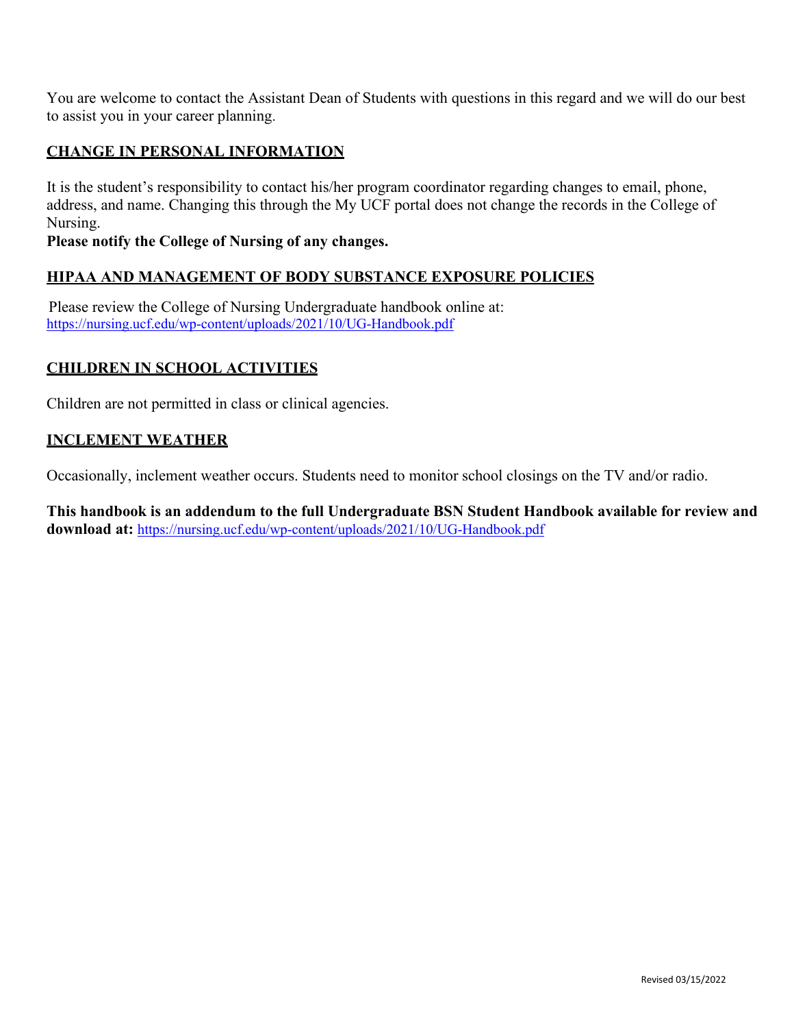You are welcome to contact the Assistant Dean of Students with questions in this regard and we will do our best to assist you in your career planning.

## CHANGE IN PERSONAL INFORMATION

It is the student's responsibility to contact his/her program coordinator regarding changes to email, phone, address, and name. Changing this through the My UCF portal does not change the records in the College of Nursing.

**Please notify the College of Nursing of any changes.**

## HIPAA AND MANAGEMENT OF BODY SUBSTANCE EXPOSURE POLICIES

Please review the College of Nursing Undergraduate handbook online at:
https://nursing.ucf.edu/wp-content/uploads/2021/10/UG-Handbook.pdf

## CHILDREN IN SCHOOL ACTIVITIES

Children are not permitted in class or clinical agencies.

## INCLEMENT WEATHER

Occasionally, inclement weather occurs. Students need to monitor school closings on the TV and/or radio.

**This handbook is an addendum to the full Undergraduate BSN Student Handbook available for review and download at:** https://nursing.ucf.edu/wp-content/uploads/2021/10/UG-Handbook.pdf

Revised 03/15/2022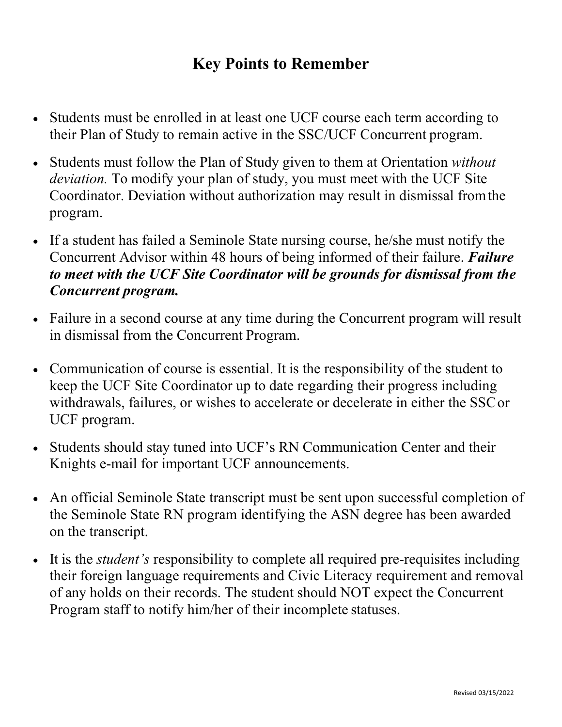# Key Points to Remember

- Students must be enrolled in at least one UCF course each term according to their Plan of Study to remain active in the SSC/UCF Concurrent program.
- Students must follow the Plan of Study given to them at Orientation *without deviation.* To modify your plan of study, you must meet with the UCF Site Coordinator. Deviation without authorization may result in dismissal from the program.
- If a student has failed a Seminole State nursing course, he/she must notify the Concurrent Advisor within 48 hours of being informed of their failure. ***Failure to meet with the UCF Site Coordinator will be grounds for dismissal from the Concurrent program.***
- Failure in a second course at any time during the Concurrent program will result in dismissal from the Concurrent Program.
- Communication of course is essential. It is the responsibility of the student to keep the UCF Site Coordinator up to date regarding their progress including withdrawals, failures, or wishes to accelerate or decelerate in either the SSC or UCF program.
- Students should stay tuned into UCF's RN Communication Center and their Knights e-mail for important UCF announcements.
- An official Seminole State transcript must be sent upon successful completion of the Seminole State RN program identifying the ASN degree has been awarded on the transcript.
- It is the *student's* responsibility to complete all required pre-requisites including their foreign language requirements and Civic Literacy requirement and removal of any holds on their records. The student should NOT expect the Concurrent Program staff to notify him/her of their incomplete statuses.

Revised 03/15/2022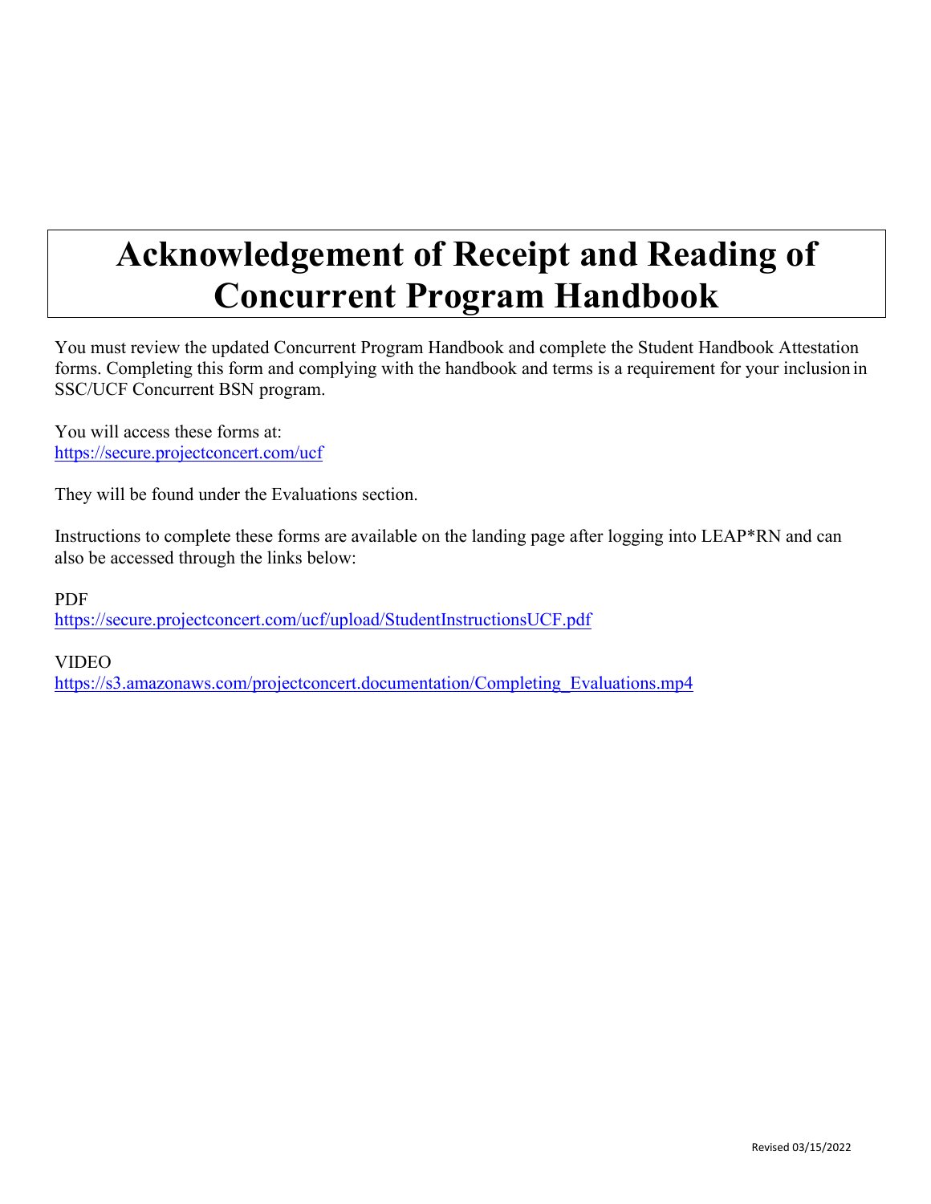# Acknowledgement of Receipt and Reading of Concurrent Program Handbook

You must review the updated Concurrent Program Handbook and complete the Student Handbook Attestation forms. Completing this form and complying with the handbook and terms is a requirement for your inclusion in SSC/UCF Concurrent BSN program.

You will access these forms at:
https://secure.projectconcert.com/ucf

They will be found under the Evaluations section.

Instructions to complete these forms are available on the landing page after logging into LEAP*RN and can also be accessed through the links below:

PDF
https://secure.projectconcert.com/ucf/upload/StudentInstructionsUCF.pdf

VIDEO
https://s3.amazonaws.com/projectconcert.documentation/Completing_Evaluations.mp4

Revised 03/15/2022